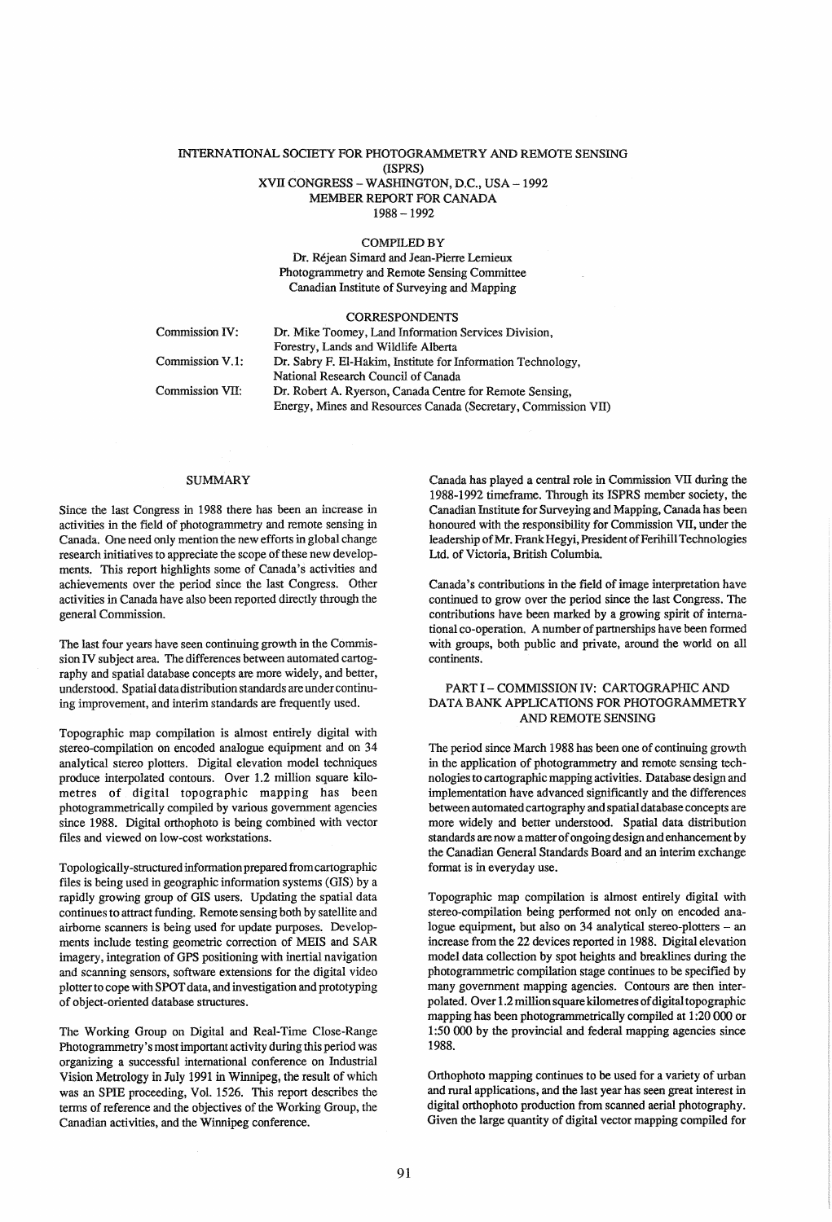# INTERNATIONAL SOCIETY FOR PHOTOGRAMMETRY AND REMOTE SENSING (ISPRS)
## XVII CONGRESS – WASHINGTON, D.C., USA – 1992
## MEMBER REPORT FOR CANADA
## 1988 – 1992

COMPILED BY
Dr. Réjean Simard and Jean-Pierre Lemieux
Photogrammetry and Remote Sensing Committee
Canadian Institute of Surveying and Mapping

CORRESPONDENTS

Commission IV: Dr. Mike Toomey, Land Information Services Division, Forestry, Lands and Wildlife Alberta

Commission V.1: Dr. Sabry F. El-Hakim, Institute for Information Technology, National Research Council of Canada

Commission VII: Dr. Robert A. Ryerson, Canada Centre for Remote Sensing, Energy, Mines and Resources Canada (Secretary, Commission VII)

## SUMMARY

Since the last Congress in 1988 there has been an increase in activities in the field of photogrammetry and remote sensing in Canada. One need only mention the new efforts in global change research initiatives to appreciate the scope of these new developments. This report highlights some of Canada's activities and achievements over the period since the last Congress. Other activities in Canada have also been reported directly through the general Commission.

The last four years have seen continuing growth in the Commission IV subject area. The differences between automated cartography and spatial database concepts are more widely, and better, understood. Spatial data distribution standards are under continuing improvement, and interim standards are frequently used.

Topographic map compilation is almost entirely digital with stereo-compilation on encoded analogue equipment and on 34 analytical stereo plotters. Digital elevation model techniques produce interpolated contours. Over 1.2 million square kilometres of digital topographic mapping has been photogrammetrically compiled by various government agencies since 1988. Digital orthophoto is being combined with vector files and viewed on low-cost workstations.

Topologically-structured information prepared from cartographic files is being used in geographic information systems (GIS) by a rapidly growing group of GIS users. Updating the spatial data continues to attract funding. Remote sensing both by satellite and airborne scanners is being used for update purposes. Developments include testing geometric correction of MEIS and SAR imagery, integration of GPS positioning with inertial navigation and scanning sensors, software extensions for the digital video plotter to cope with SPOT data, and investigation and prototyping of object-oriented database structures.

The Working Group on Digital and Real-Time Close-Range Photogrammetry's most important activity during this period was organizing a successful international conference on Industrial Vision Metrology in July 1991 in Winnipeg, the result of which was an SPIE proceeding, Vol. 1526. This report describes the terms of reference and the objectives of the Working Group, the Canadian activities, and the Winnipeg conference.

Canada has played a central role in Commission VII during the 1988-1992 timeframe. Through its ISPRS member society, the Canadian Institute for Surveying and Mapping, Canada has been honoured with the responsibility for Commission VII, under the leadership of Mr. Frank Hegyi, President of Ferihill Technologies Ltd. of Victoria, British Columbia.

Canada's contributions in the field of image interpretation have continued to grow over the period since the last Congress. The contributions have been marked by a growing spirit of international co-operation. A number of partnerships have been formed with groups, both public and private, around the world on all continents.

## PART I – COMMISSION IV: CARTOGRAPHIC AND DATA BANK APPLICATIONS FOR PHOTOGRAMMETRY AND REMOTE SENSING

The period since March 1988 has been one of continuing growth in the application of photogrammetry and remote sensing technologies to cartographic mapping activities. Database design and implementation have advanced significantly and the differences between automated cartography and spatial database concepts are more widely and better understood. Spatial data distribution standards are now a matter of ongoing design and enhancement by the Canadian General Standards Board and an interim exchange format is in everyday use.

Topographic map compilation is almost entirely digital with stereo-compilation being performed not only on encoded analogue equipment, but also on 34 analytical stereo-plotters – an increase from the 22 devices reported in 1988. Digital elevation model data collection by spot heights and breaklines during the photogrammetric compilation stage continues to be specified by many government mapping agencies. Contours are then interpolated. Over 1.2 million square kilometres of digital topographic mapping has been photogrammetrically compiled at 1:20 000 or 1:50 000 by the provincial and federal mapping agencies since 1988.

Orthophoto mapping continues to be used for a variety of urban and rural applications, and the last year has seen great interest in digital orthophoto production from scanned aerial photography. Given the large quantity of digital vector mapping compiled for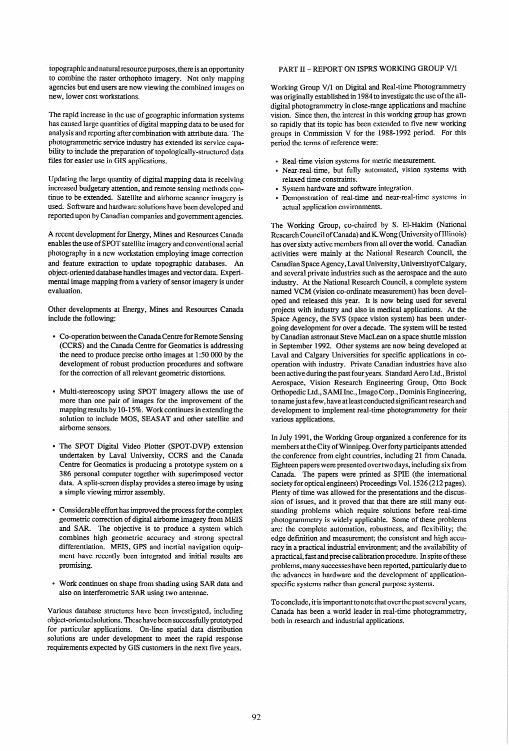topographic and natural resource purposes, there is an opportunity to combine the raster orthophoto imagery. Not only mapping agencies but end users are now viewing the combined images on new, lower cost workstations.

The rapid increase in the use of geographic information systems has caused large quantities of digital mapping data to be used for analysis and reporting after combination with attribute data. The photogrammetric service industry has extended its service capability to include the preparation of topologically-structured data files for easier use in GIS applications.

Updating the large quantity of digital mapping data is receiving increased budgetary attention, and remote sensing methods continue to be extended. Satellite and airborne scanner imagery is used. Software and hardware solutions have been developed and reported upon by Canadian companies and government agencies.

A recent development for Energy, Mines and Resources Canada enables the use of SPOT satellite imagery and conventional aerial photography in a new workstation employing image correction and feature extraction to update topographic databases. An object-oriented database handles images and vector data. Experimental image mapping from a variety of sensor imagery is under evaluation.

Other developments at Energy, Mines and Resources Canada include the following:

- Co-operation between the Canada Centre for Remote Sensing (CCRS) and the Canada Centre for Geomatics is addressing the need to produce precise ortho images at 1:50 000 by the development of robust production procedures and software for the correction of all relevant geometric distortions.

- Multi-stereoscopy using SPOT imagery allows the use of more than one pair of images for the improvement of the mapping results by 10-15%. Work continues in extending the solution to include MOS, SEASAT and other satellite and airborne sensors.

- The SPOT Digital Video Plotter (SPOT-DVP) extension undertaken by Laval University, CCRS and the Canada Centre for Geomatics is producing a prototype system on a 386 personal computer together with superimposed vector data. A split-screen display provides a stereo image by using a simple viewing mirror assembly.

- Considerable effort has improved the process for the complex geometric correction of digital airborne imagery from MEIS and SAR. The objective is to produce a system which combines high geometric accuracy and strong spectral differentiation. MEIS, GPS and inertial navigation equipment have recently been integrated and initial results are promising.

- Work continues on shape from shading using SAR data and also on interferometric SAR using two antennae.

Various database structures have been investigated, including object-oriented solutions. These have been successfully prototyped for particular applications. On-line spatial data distribution solutions are under development to meet the rapid response requirements expected by GIS customers in the next five years.

## PART II – REPORT ON ISPRS WORKING GROUP V/1

Working Group V/1 on Digital and Real-time Photogrammetry was originally established in 1984 to investigate the use of the all-digital photogrammetry in close-range applications and machine vision. Since then, the interest in this working group has grown so rapidly that its topic has been extended to five new working groups in Commission V for the 1988-1992 period. For this period the terms of reference were:

- Real-time vision systems for metric measurement.
- Near-real-time, but fully automated, vision systems with relaxed time constraints.
- System hardware and software integration.
- Demonstration of real-time and near-real-time systems in actual application environments.

The Working Group, co-chaired by S. El-Hakim (National Research Council of Canada) and K. Wong (University of Illinois) has over sixty active members from all over the world. Canadian activities were mainly at the National Research Council, the Canadian Space Agency, Laval University, University of Calgary, and several private industries such as the aerospace and the auto industry. At the National Research Council, a complete system named VCM (vision co-ordinate measurement) has been developed and released this year. It is now being used for several projects with industry and also in medical applications. At the Space Agency, the SVS (space vision system) has been undergoing development for over a decade. The system will be tested by Canadian astronaut Steve MacLean on a space shuttle mission in September 1992. Other systems are now being developed at Laval and Calgary Universities for specific applications in co-operation with industry. Private Canadian industries have also been active during the past four years. Standard Aero Ltd., Bristol Aerospace, Vision Research Engineering Group, Otto Bock Orthopedic Ltd., SAMI Inc., Imago Corp., Dominis Engineering, to name just a few, have at least conducted significant research and development to implement real-time photogrammetry for their various applications.

In July 1991, the Working Group organized a conference for its members at the City of Winnipeg. Over forty participants attended the conference from eight countries, including 21 from Canada. Eighteen papers were presented over two days, including six from Canada. The papers were printed as SPIE (the international society for optical engineers) Proceedings Vol. 1526 (212 pages). Plenty of time was allowed for the presentations and the discussion of issues, and it proved that that there are still many outstanding problems which require solutions before real-time photogrammetry is widely applicable. Some of these problems are: the complete automation, robustness, and flexibility; the edge definition and measurement; the consistent and high accuracy in a practical industrial environment; and the availability of a practical, fast and precise calibration procedure. In spite of these problems, many successes have been reported, particularly due to the advances in hardware and the development of application-specific systems rather than general purpose systems.

To conclude, it is important to note that over the past several years, Canada has been a world leader in real-time photogrammetry, both in research and industrial applications.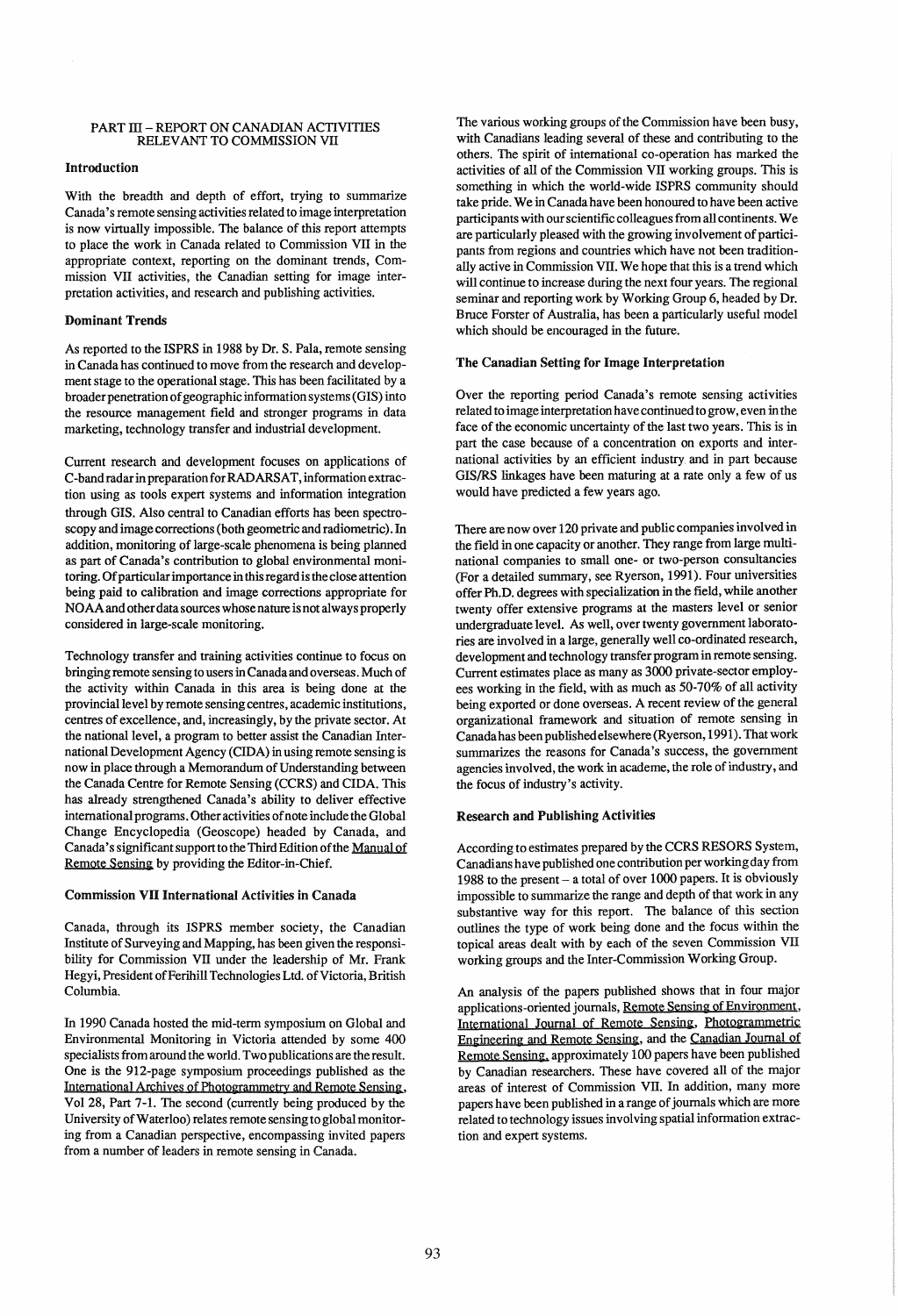## PART III – REPORT ON CANADIAN ACTIVITIES RELEVANT TO COMMISSION VII

### Introduction

With the breadth and depth of effort, trying to summarize Canada's remote sensing activities related to image interpretation is now virtually impossible. The balance of this report attempts to place the work in Canada related to Commission VII in the appropriate context, reporting on the dominant trends, Commission VII activities, the Canadian setting for image interpretation activities, and research and publishing activities.

### Dominant Trends

As reported to the ISPRS in 1988 by Dr. S. Pala, remote sensing in Canada has continued to move from the research and development stage to the operational stage. This has been facilitated by a broader penetration of geographic information systems (GIS) into the resource management field and stronger programs in data marketing, technology transfer and industrial development.

Current research and development focuses on applications of C-band radar in preparation for RADARSAT, information extraction using as tools expert systems and information integration through GIS. Also central to Canadian efforts has been spectroscopy and image corrections (both geometric and radiometric). In addition, monitoring of large-scale phenomena is being planned as part of Canada's contribution to global environmental monitoring. Of particular importance in this regard is the close attention being paid to calibration and image corrections appropriate for NOAA and other data sources whose nature is not always properly considered in large-scale monitoring.

Technology transfer and training activities continue to focus on bringing remote sensing to users in Canada and overseas. Much of the activity within Canada in this area is being done at the provincial level by remote sensing centres, academic institutions, centres of excellence, and, increasingly, by the private sector. At the national level, a program to better assist the Canadian International Development Agency (CIDA) in using remote sensing is now in place through a Memorandum of Understanding between the Canada Centre for Remote Sensing (CCRS) and CIDA. This has already strengthened Canada's ability to deliver effective international programs. Other activities of note include the Global Change Encyclopedia (Geoscope) headed by Canada, and Canada's significant support to the Third Edition of the Manual of Remote Sensing by providing the Editor-in-Chief.

### Commission VII International Activities in Canada

Canada, through its ISPRS member society, the Canadian Institute of Surveying and Mapping, has been given the responsibility for Commission VII under the leadership of Mr. Frank Hegyi, President of Ferihill Technologies Ltd. of Victoria, British Columbia.

In 1990 Canada hosted the mid-term symposium on Global and Environmental Monitoring in Victoria attended by some 400 specialists from around the world. Two publications are the result. One is the 912-page symposium proceedings published as the International Archives of Photogrammetry and Remote Sensing, Vol 28, Part 7-1. The second (currently being produced by the University of Waterloo) relates remote sensing to global monitoring from a Canadian perspective, encompassing invited papers from a number of leaders in remote sensing in Canada.

The various working groups of the Commission have been busy, with Canadians leading several of these and contributing to the others. The spirit of international co-operation has marked the activities of all of the Commission VII working groups. This is something in which the world-wide ISPRS community should take pride. We in Canada have been honoured to have been active participants with our scientific colleagues from all continents. We are particularly pleased with the growing involvement of participants from regions and countries which have not been traditionally active in Commission VII. We hope that this is a trend which will continue to increase during the next four years. The regional seminar and reporting work by Working Group 6, headed by Dr. Bruce Forster of Australia, has been a particularly useful model which should be encouraged in the future.

### The Canadian Setting for Image Interpretation

Over the reporting period Canada's remote sensing activities related to image interpretation have continued to grow, even in the face of the economic uncertainty of the last two years. This is in part the case because of a concentration on exports and international activities by an efficient industry and in part because GIS/RS linkages have been maturing at a rate only a few of us would have predicted a few years ago.

There are now over 120 private and public companies involved in the field in one capacity or another. They range from large multinational companies to small one- or two-person consultancies (For a detailed summary, see Ryerson, 1991). Four universities offer Ph.D. degrees with specialization in the field, while another twenty offer extensive programs at the masters level or senior undergraduate level. As well, over twenty government laboratories are involved in a large, generally well co-ordinated research, development and technology transfer program in remote sensing. Current estimates place as many as 3000 private-sector employees working in the field, with as much as 50-70% of all activity being exported or done overseas. A recent review of the general organizational framework and situation of remote sensing in Canada has been published elsewhere (Ryerson, 1991). That work summarizes the reasons for Canada's success, the government agencies involved, the work in academe, the role of industry, and the focus of industry's activity.

### Research and Publishing Activities

According to estimates prepared by the CCRS RESORS System, Canadians have published one contribution per working day from 1988 to the present – a total of over 1000 papers. It is obviously impossible to summarize the range and depth of that work in any substantive way for this report. The balance of this section outlines the type of work being done and the focus within the topical areas dealt with by each of the seven Commission VII working groups and the Inter-Commission Working Group.

An analysis of the papers published shows that in four major applications-oriented journals, Remote Sensing of Environment, International Journal of Remote Sensing, Photogrammetric Engineering and Remote Sensing, and the Canadian Journal of Remote Sensing, approximately 100 papers have been published by Canadian researchers. These have covered all of the major areas of interest of Commission VII. In addition, many more papers have been published in a range of journals which are more related to technology issues involving spatial information extraction and expert systems.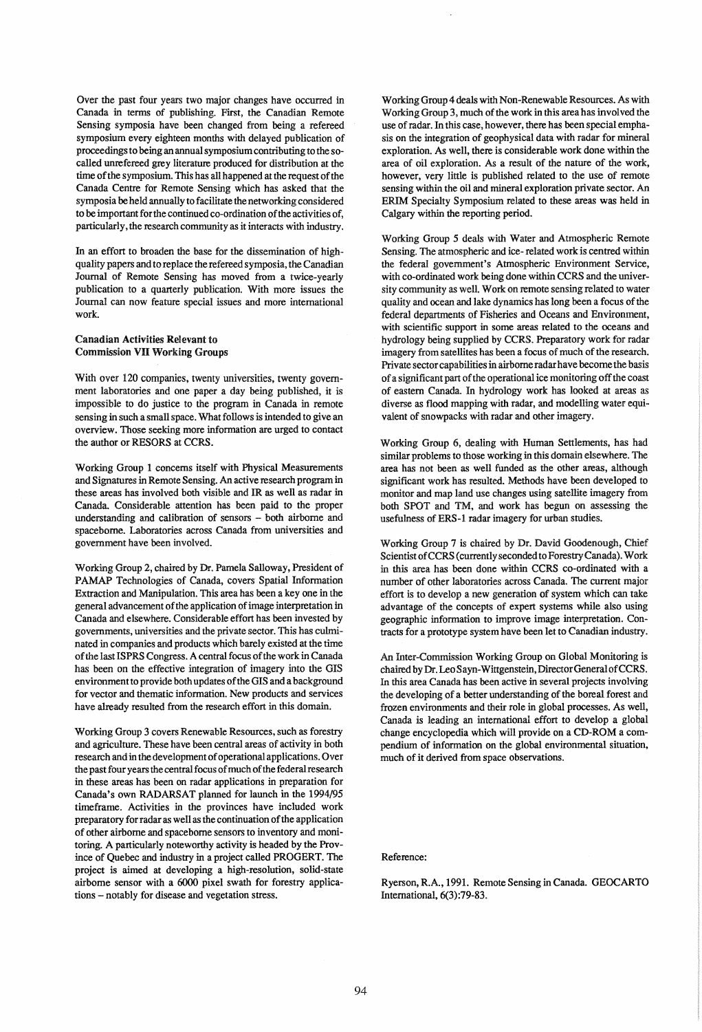Over the past four years two major changes have occurred in Canada in terms of publishing. First, the Canadian Remote Sensing symposia have been changed from being a refereed symposium every eighteen months with delayed publication of proceedings to being an annual symposium contributing to the so-called unrefereed grey literature produced for distribution at the time of the symposium. This has all happened at the request of the Canada Centre for Remote Sensing which has asked that the symposia be held annually to facilitate the networking considered to be important for the continued co-ordination of the activities of, particularly, the research community as it interacts with industry.

In an effort to broaden the base for the dissemination of high-quality papers and to replace the refereed symposia, the Canadian Journal of Remote Sensing has moved from a twice-yearly publication to a quarterly publication. With more issues the Journal can now feature special issues and more international work.

### Canadian Activities Relevant to Commission VII Working Groups

With over 120 companies, twenty universities, twenty government laboratories and one paper a day being published, it is impossible to do justice to the program in Canada in remote sensing in such a small space. What follows is intended to give an overview. Those seeking more information are urged to contact the author or RESORS at CCRS.

Working Group 1 concerns itself with Physical Measurements and Signatures in Remote Sensing. An active research program in these areas has involved both visible and IR as well as radar in Canada. Considerable attention has been paid to the proper understanding and calibration of sensors – both airborne and spaceborne. Laboratories across Canada from universities and government have been involved.

Working Group 2, chaired by Dr. Pamela Salloway, President of PAMAP Technologies of Canada, covers Spatial Information Extraction and Manipulation. This area has been a key one in the general advancement of the application of image interpretation in Canada and elsewhere. Considerable effort has been invested by governments, universities and the private sector. This has culminated in companies and products which barely existed at the time of the last ISPRS Congress. A central focus of the work in Canada has been on the effective integration of imagery into the GIS environment to provide both updates of the GIS and a background for vector and thematic information. New products and services have already resulted from the research effort in this domain.

Working Group 3 covers Renewable Resources, such as forestry and agriculture. These have been central areas of activity in both research and in the development of operational applications. Over the past four years the central focus of much of the federal research in these areas has been on radar applications in preparation for Canada's own RADARSAT planned for launch in the 1994/95 timeframe. Activities in the provinces have included work preparatory for radar as well as the continuation of the application of other airborne and spaceborne sensors to inventory and monitoring. A particularly noteworthy activity is headed by the Province of Quebec and industry in a project called PROGERT. The project is aimed at developing a high-resolution, solid-state airborne sensor with a 6000 pixel swath for forestry applications – notably for disease and vegetation stress.

Working Group 4 deals with Non-Renewable Resources. As with Working Group 3, much of the work in this area has involved the use of radar. In this case, however, there has been special emphasis on the integration of geophysical data with radar for mineral exploration. As well, there is considerable work done within the area of oil exploration. As a result of the nature of the work, however, very little is published related to the use of remote sensing within the oil and mineral exploration private sector. An ERIM Specialty Symposium related to these areas was held in Calgary within the reporting period.

Working Group 5 deals with Water and Atmospheric Remote Sensing. The atmospheric and ice- related work is centred within the federal government's Atmospheric Environment Service, with co-ordinated work being done within CCRS and the university community as well. Work on remote sensing related to water quality and ocean and lake dynamics has long been a focus of the federal departments of Fisheries and Oceans and Environment, with scientific support in some areas related to the oceans and hydrology being supplied by CCRS. Preparatory work for radar imagery from satellites has been a focus of much of the research. Private sector capabilities in airborne radar have become the basis of a significant part of the operational ice monitoring off the coast of eastern Canada. In hydrology work has looked at areas as diverse as flood mapping with radar, and modelling water equivalent of snowpacks with radar and other imagery.

Working Group 6, dealing with Human Settlements, has had similar problems to those working in this domain elsewhere. The area has not been as well funded as the other areas, although significant work has resulted. Methods have been developed to monitor and map land use changes using satellite imagery from both SPOT and TM, and work has begun on assessing the usefulness of ERS-1 radar imagery for urban studies.

Working Group 7 is chaired by Dr. David Goodenough, Chief Scientist of CCRS (currently seconded to Forestry Canada). Work in this area has been done within CCRS co-ordinated with a number of other laboratories across Canada. The current major effort is to develop a new generation of system which can take advantage of the concepts of expert systems while also using geographic information to improve image interpretation. Contracts for a prototype system have been let to Canadian industry.

An Inter-Commission Working Group on Global Monitoring is chaired by Dr. Leo Sayn-Wittgenstein, Director General of CCRS. In this area Canada has been active in several projects involving the developing of a better understanding of the boreal forest and frozen environments and their role in global processes. As well, Canada is leading an international effort to develop a global change encyclopedia which will provide on a CD-ROM a compendium of information on the global environmental situation, much of it derived from space observations.

Reference:

Ryerson, R.A., 1991. Remote Sensing in Canada. GEOCARTO International, 6(3):79-83.